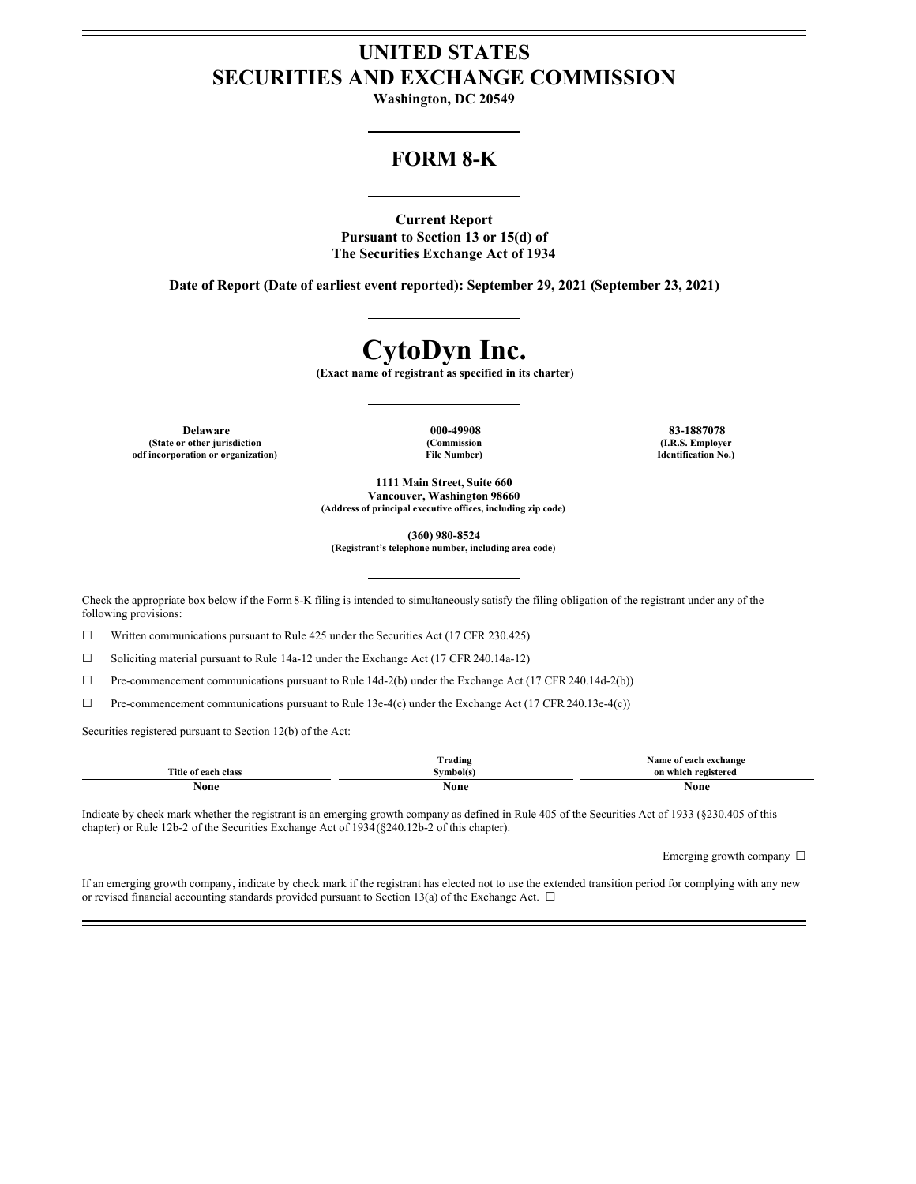# UNITED STATES
# SECURITIES AND EXCHANGE COMMISSION

**Washington, DC 20549**

## FORM 8-K

**Current Report**
**Pursuant to Section 13 or 15(d) of**
**The Securities Exchange Act of 1934**

**Date of Report (Date of earliest event reported): September 29, 2021 (September 23, 2021)**

# CytoDyn Inc.

**(Exact name of registrant as specified in its charter)**

| | | |
|---|---|---|
| **Delaware** | **000-49908** | **83-1887078** |
| **(State or other jurisdiction odf incorporation or organization)** | **(Commission File Number)** | **(I.R.S. Employer Identification No.)** |

**1111 Main Street, Suite 660**
**Vancouver, Washington 98660**
**(Address of principal executive offices, including zip code)**

**(360) 980-8524**
**(Registrant's telephone number, including area code)**

Check the appropriate box below if the Form 8-K filing is intended to simultaneously satisfy the filing obligation of the registrant under any of the following provisions:

☐ Written communications pursuant to Rule 425 under the Securities Act (17 CFR 230.425)

☐ Soliciting material pursuant to Rule 14a-12 under the Exchange Act (17 CFR 240.14a-12)

☐ Pre-commencement communications pursuant to Rule 14d-2(b) under the Exchange Act (17 CFR 240.14d-2(b))

☐ Pre-commencement communications pursuant to Rule 13e-4(c) under the Exchange Act (17 CFR 240.13e-4(c))

Securities registered pursuant to Section 12(b) of the Act:

| Title of each class | Trading Symbol(s) | Name of each exchange on which registered |
|---|---|---|
| **None** | **None** | **None** |

Indicate by check mark whether the registrant is an emerging growth company as defined in Rule 405 of the Securities Act of 1933 (§230.405 of this chapter) or Rule 12b-2 of the Securities Exchange Act of 1934 (§240.12b-2 of this chapter).

Emerging growth company ☐

If an emerging growth company, indicate by check mark if the registrant has elected not to use the extended transition period for complying with any new or revised financial accounting standards provided pursuant to Section 13(a) of the Exchange Act. ☐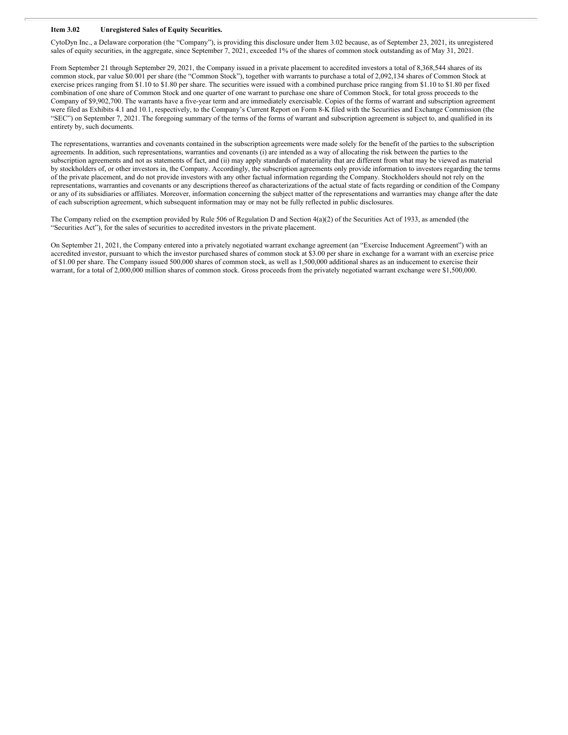**Item 3.02 Unregistered Sales of Equity Securities.**

CytoDyn Inc., a Delaware corporation (the "Company"), is providing this disclosure under Item 3.02 because, as of September 23, 2021, its unregistered sales of equity securities, in the aggregate, since September 7, 2021, exceeded 1% of the shares of common stock outstanding as of May 31, 2021.

From September 21 through September 29, 2021, the Company issued in a private placement to accredited investors a total of 8,368,544 shares of its common stock, par value $0.001 per share (the "Common Stock"), together with warrants to purchase a total of 2,092,134 shares of Common Stock at exercise prices ranging from $1.10 to $1.80 per share. The securities were issued with a combined purchase price ranging from $1.10 to $1.80 per fixed combination of one share of Common Stock and one quarter of one warrant to purchase one share of Common Stock, for total gross proceeds to the Company of $9,902,700. The warrants have a five-year term and are immediately exercisable. Copies of the forms of warrant and subscription agreement were filed as Exhibits 4.1 and 10.1, respectively, to the Company's Current Report on Form 8-K filed with the Securities and Exchange Commission (the "SEC") on September 7, 2021. The foregoing summary of the terms of the forms of warrant and subscription agreement is subject to, and qualified in its entirety by, such documents.

The representations, warranties and covenants contained in the subscription agreements were made solely for the benefit of the parties to the subscription agreements. In addition, such representations, warranties and covenants (i) are intended as a way of allocating the risk between the parties to the subscription agreements and not as statements of fact, and (ii) may apply standards of materiality that are different from what may be viewed as material by stockholders of, or other investors in, the Company. Accordingly, the subscription agreements only provide information to investors regarding the terms of the private placement, and do not provide investors with any other factual information regarding the Company. Stockholders should not rely on the representations, warranties and covenants or any descriptions thereof as characterizations of the actual state of facts regarding or condition of the Company or any of its subsidiaries or affiliates. Moreover, information concerning the subject matter of the representations and warranties may change after the date of each subscription agreement, which subsequent information may or may not be fully reflected in public disclosures.

The Company relied on the exemption provided by Rule 506 of Regulation D and Section 4(a)(2) of the Securities Act of 1933, as amended (the "Securities Act"), for the sales of securities to accredited investors in the private placement.

On September 21, 2021, the Company entered into a privately negotiated warrant exchange agreement (an "Exercise Inducement Agreement") with an accredited investor, pursuant to which the investor purchased shares of common stock at $3.00 per share in exchange for a warrant with an exercise price of $1.00 per share. The Company issued 500,000 shares of common stock, as well as 1,500,000 additional shares as an inducement to exercise their warrant, for a total of 2,000,000 million shares of common stock. Gross proceeds from the privately negotiated warrant exchange were $1,500,000.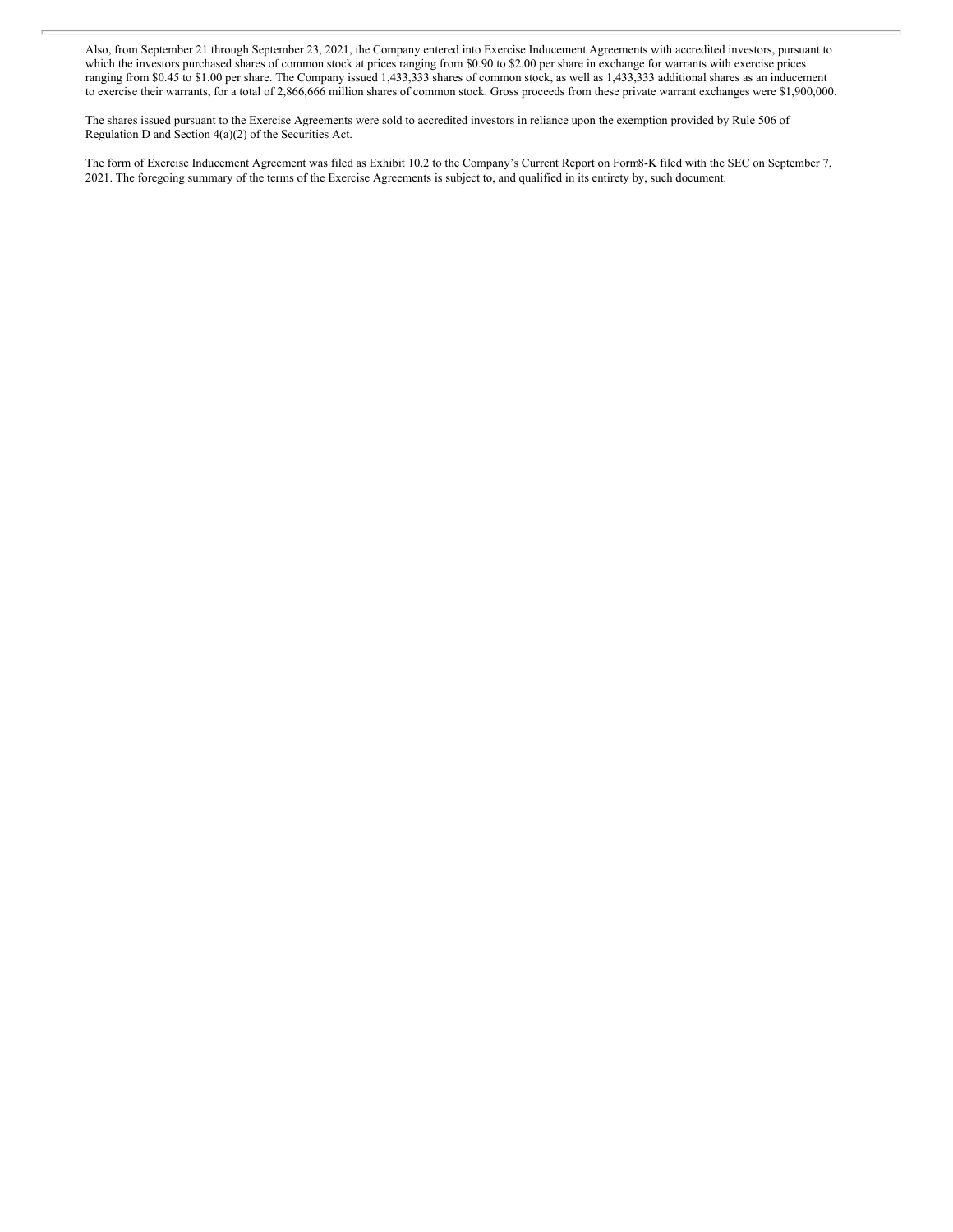Also, from September 21 through September 23, 2021, the Company entered into Exercise Inducement Agreements with accredited investors, pursuant to which the investors purchased shares of common stock at prices ranging from $0.90 to $2.00 per share in exchange for warrants with exercise prices ranging from $0.45 to $1.00 per share. The Company issued 1,433,333 shares of common stock, as well as 1,433,333 additional shares as an inducement to exercise their warrants, for a total of 2,866,666 million shares of common stock. Gross proceeds from these private warrant exchanges were $1,900,000.

The shares issued pursuant to the Exercise Agreements were sold to accredited investors in reliance upon the exemption provided by Rule 506 of Regulation D and Section 4(a)(2) of the Securities Act.

The form of Exercise Inducement Agreement was filed as Exhibit 10.2 to the Company's Current Report on Form8-K filed with the SEC on September 7, 2021. The foregoing summary of the terms of the Exercise Agreements is subject to, and qualified in its entirety by, such document.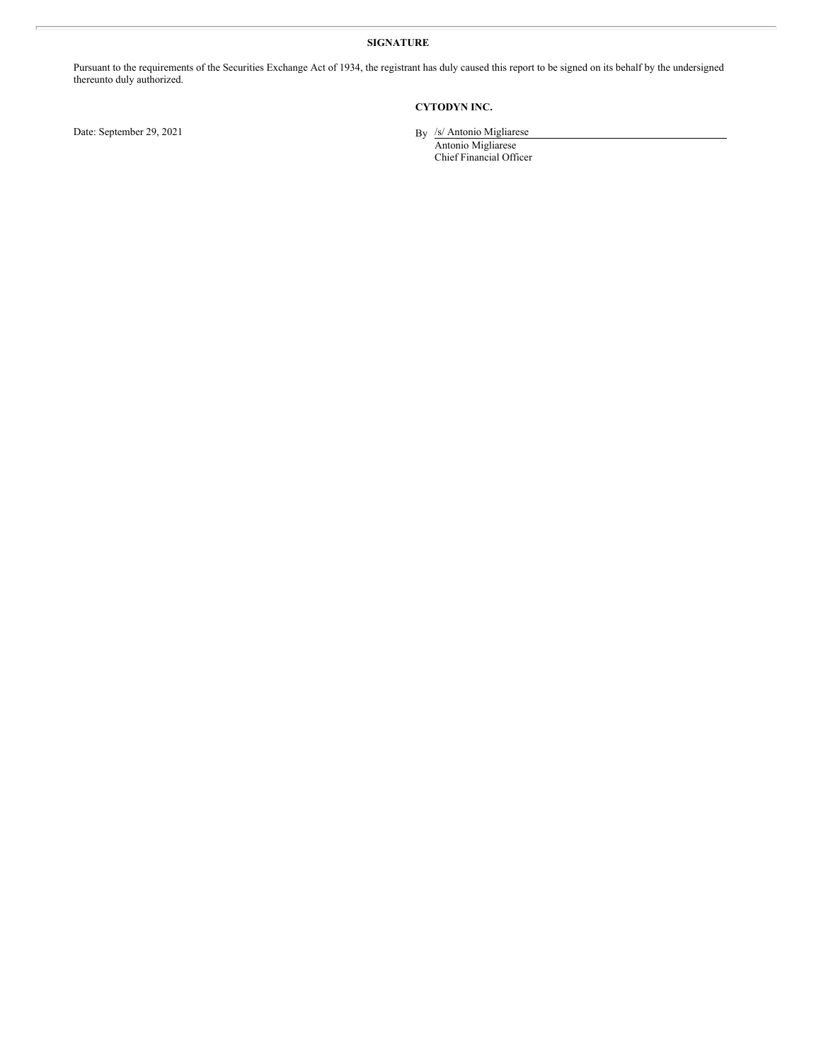**SIGNATURE**

Pursuant to the requirements of the Securities Exchange Act of 1934, the registrant has duly caused this report to be signed on its behalf by the undersigned thereunto duly authorized.

**CYTODYN INC.**

Date: September 29, 2021

By /s/ Antonio Migliarese  
Antonio Migliarese  
Chief Financial Officer